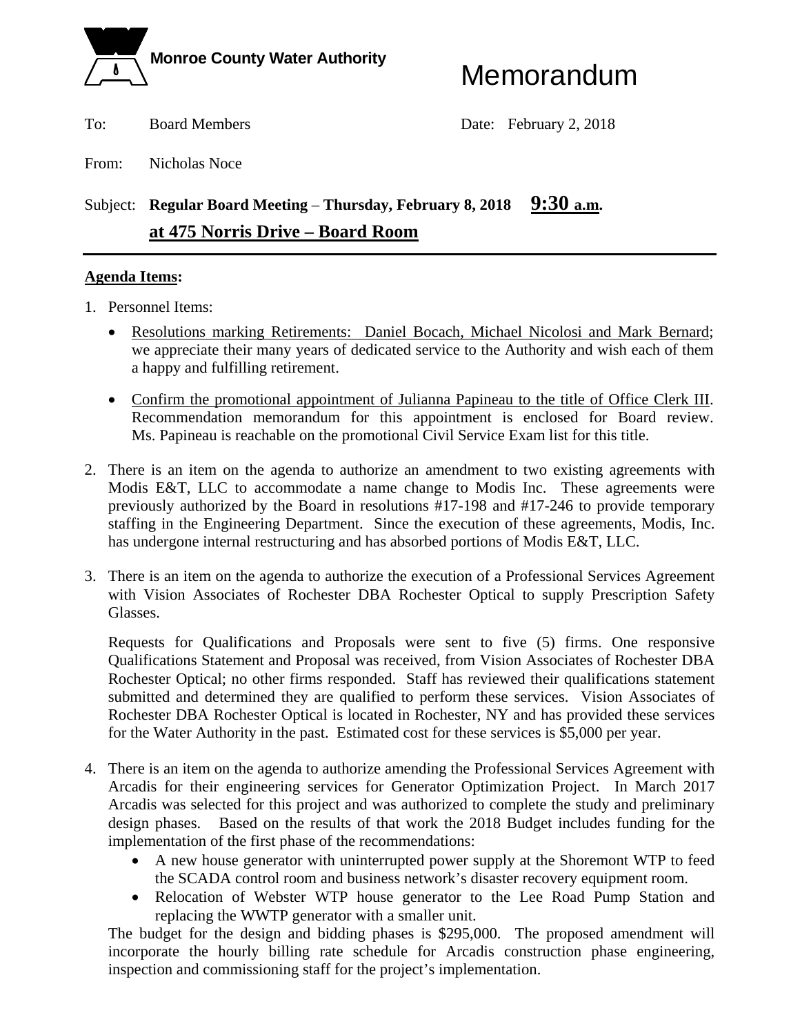**Monroe County Water Authority**

# Memorandum

To: Board Members

Date: February 2, 2018

From: Nicholas Noce

Subject: **Regular Board Meeting – Thursday, February 8, 2018 9:30 a.m. at 475 Norris Drive – Board Room**

---

**Agenda Items:**

1. Personnel Items:
   - Resolutions marking Retirements: Daniel Bocach, Michael Nicolosi and Mark Bernard; we appreciate their many years of dedicated service to the Authority and wish each of them a happy and fulfilling retirement.
   - Confirm the promotional appointment of Julianna Papineau to the title of Office Clerk III. Recommendation memorandum for this appointment is enclosed for Board review. Ms. Papineau is reachable on the promotional Civil Service Exam list for this title.

2. There is an item on the agenda to authorize an amendment to two existing agreements with Modis E&T, LLC to accommodate a name change to Modis Inc. These agreements were previously authorized by the Board in resolutions #17-198 and #17-246 to provide temporary staffing in the Engineering Department. Since the execution of these agreements, Modis, Inc. has undergone internal restructuring and has absorbed portions of Modis E&T, LLC.

3. There is an item on the agenda to authorize the execution of a Professional Services Agreement with Vision Associates of Rochester DBA Rochester Optical to supply Prescription Safety Glasses.

   Requests for Qualifications and Proposals were sent to five (5) firms. One responsive Qualifications Statement and Proposal was received, from Vision Associates of Rochester DBA Rochester Optical; no other firms responded. Staff has reviewed their qualifications statement submitted and determined they are qualified to perform these services. Vision Associates of Rochester DBA Rochester Optical is located in Rochester, NY and has provided these services for the Water Authority in the past. Estimated cost for these services is $5,000 per year.

4. There is an item on the agenda to authorize amending the Professional Services Agreement with Arcadis for their engineering services for Generator Optimization Project. In March 2017 Arcadis was selected for this project and was authorized to complete the study and preliminary design phases. Based on the results of that work the 2018 Budget includes funding for the implementation of the first phase of the recommendations:
   - A new house generator with uninterrupted power supply at the Shoremont WTP to feed the SCADA control room and business network's disaster recovery equipment room.
   - Relocation of Webster WTP house generator to the Lee Road Pump Station and replacing the WWTP generator with a smaller unit.

   The budget for the design and bidding phases is $295,000. The proposed amendment will incorporate the hourly billing rate schedule for Arcadis construction phase engineering, inspection and commissioning staff for the project's implementation.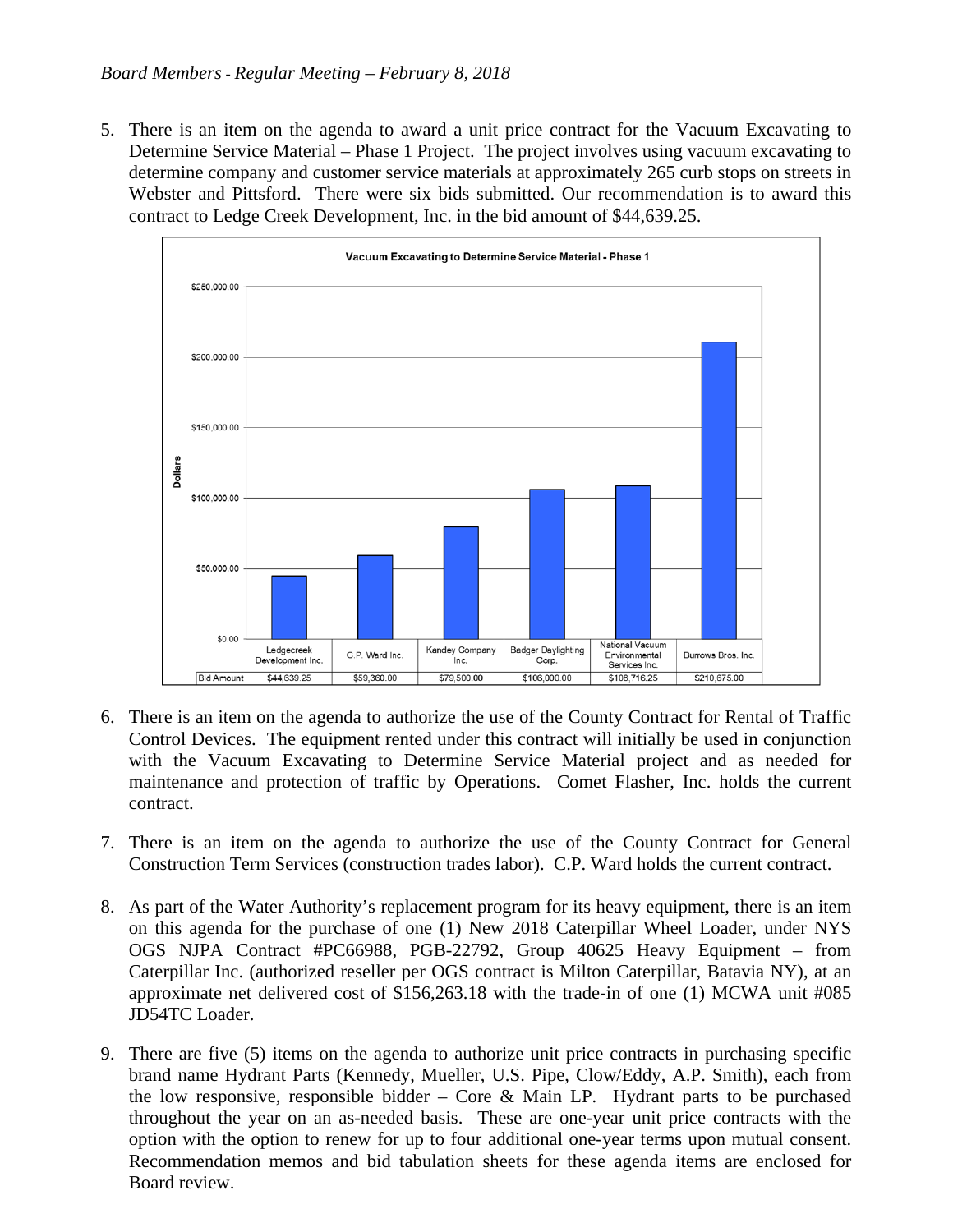*Board Members - Regular Meeting – February 8, 2018*

5. There is an item on the agenda to award a unit price contract for the Vacuum Excavating to Determine Service Material – Phase 1 Project. The project involves using vacuum excavating to determine company and customer service materials at approximately 265 curb stops on streets in Webster and Pittsford. There were six bids submitted. Our recommendation is to award this contract to Ledge Creek Development, Inc. in the bid amount of $44,639.25.

**Vacuum Excavating to Determine Service Material - Phase 1**

| | Ledgecreek Development Inc. | C.P. Ward Inc. | Kandey Company Inc. | Badger Daylighting Corp. | National Vacuum Environmental Services Inc. | Burrows Bros. Inc. |
|---|---|---|---|---|---|---|
| Bid Amount | $44,639.25 | $59,360.00 | $79,500.00 | $106,000.00 | $108,716.25 | $210,675.00 |

6. There is an item on the agenda to authorize the use of the County Contract for Rental of Traffic Control Devices. The equipment rented under this contract will initially be used in conjunction with the Vacuum Excavating to Determine Service Material project and as needed for maintenance and protection of traffic by Operations. Comet Flasher, Inc. holds the current contract.

7. There is an item on the agenda to authorize the use of the County Contract for General Construction Term Services (construction trades labor). C.P. Ward holds the current contract.

8. As part of the Water Authority's replacement program for its heavy equipment, there is an item on this agenda for the purchase of one (1) New 2018 Caterpillar Wheel Loader, under NYS OGS NJPA Contract #PC66988, PGB-22792, Group 40625 Heavy Equipment – from Caterpillar Inc. (authorized reseller per OGS contract is Milton Caterpillar, Batavia NY), at an approximate net delivered cost of $156,263.18 with the trade-in of one (1) MCWA unit #085 JD54TC Loader.

9. There are five (5) items on the agenda to authorize unit price contracts in purchasing specific brand name Hydrant Parts (Kennedy, Mueller, U.S. Pipe, Clow/Eddy, A.P. Smith), each from the low responsive, responsible bidder – Core & Main LP. Hydrant parts to be purchased throughout the year on an as-needed basis. These are one-year unit price contracts with the option with the option to renew for up to four additional one-year terms upon mutual consent. Recommendation memos and bid tabulation sheets for these agenda items are enclosed for Board review.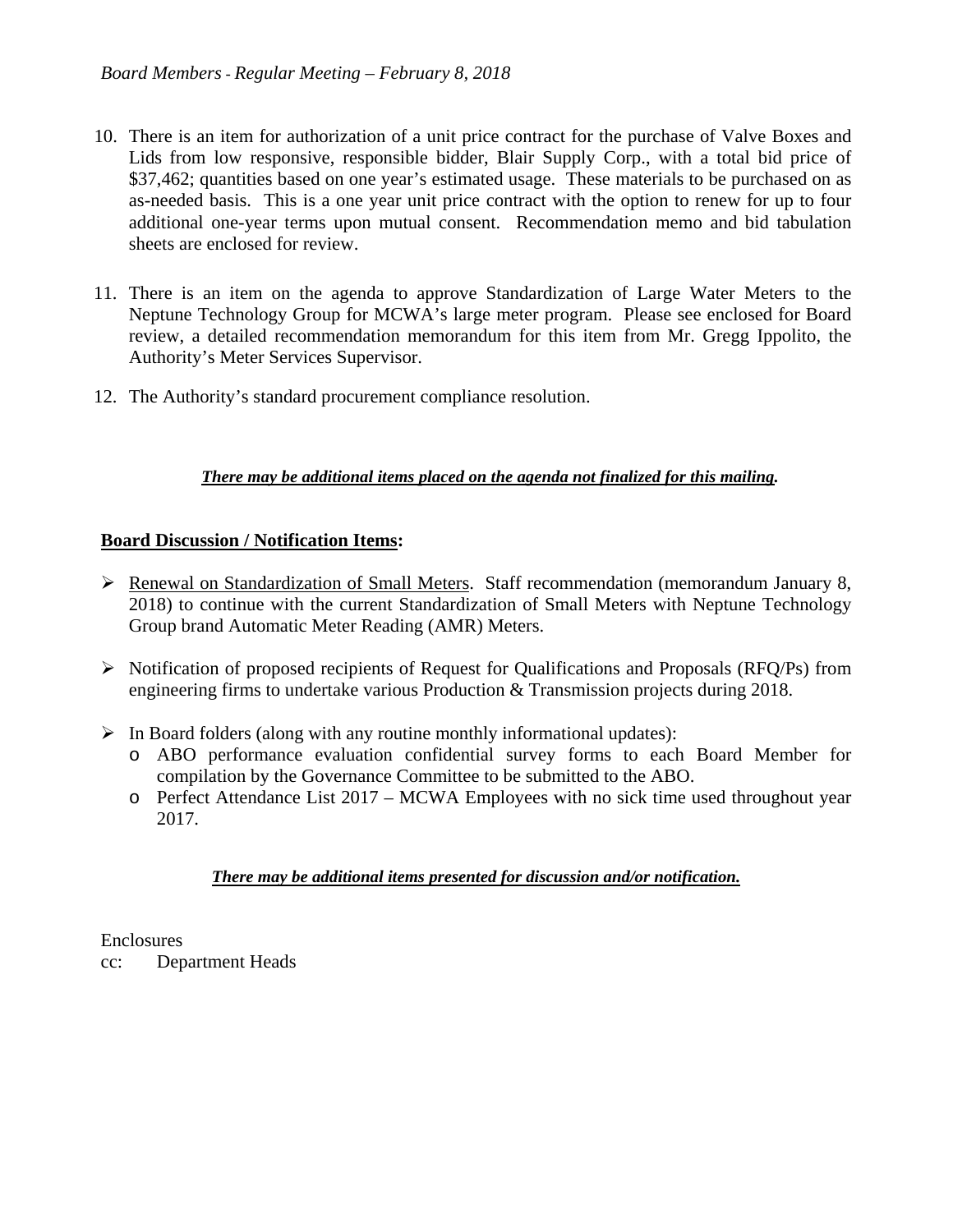10. There is an item for authorization of a unit price contract for the purchase of Valve Boxes and Lids from low responsive, responsible bidder, Blair Supply Corp., with a total bid price of $37,462; quantities based on one year's estimated usage. These materials to be purchased on as as-needed basis. This is a one year unit price contract with the option to renew for up to four additional one-year terms upon mutual consent. Recommendation memo and bid tabulation sheets are enclosed for review.

11. There is an item on the agenda to approve Standardization of Large Water Meters to the Neptune Technology Group for MCWA's large meter program. Please see enclosed for Board review, a detailed recommendation memorandum for this item from Mr. Gregg Ippolito, the Authority's Meter Services Supervisor.

12. The Authority's standard procurement compliance resolution.

***There may be additional items placed on the agenda not finalized for this mailing.***

**Board Discussion / Notification Items:**

- Renewal on Standardization of Small Meters. Staff recommendation (memorandum January 8, 2018) to continue with the current Standardization of Small Meters with Neptune Technology Group brand Automatic Meter Reading (AMR) Meters.

- Notification of proposed recipients of Request for Qualifications and Proposals (RFQ/Ps) from engineering firms to undertake various Production & Transmission projects during 2018.

- In Board folders (along with any routine monthly informational updates):
  - ABO performance evaluation confidential survey forms to each Board Member for compilation by the Governance Committee to be submitted to the ABO.
  - Perfect Attendance List 2017 – MCWA Employees with no sick time used throughout year 2017.

***There may be additional items presented for discussion and/or notification.***

Enclosures
cc: Department Heads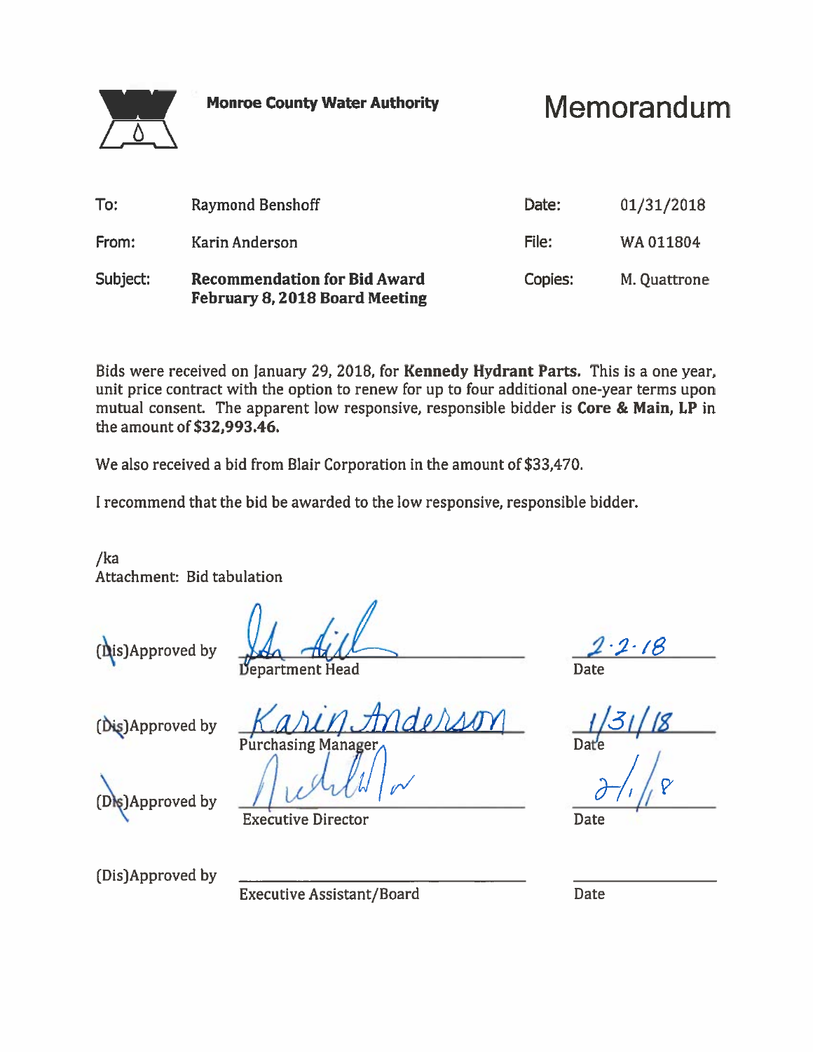**Monroe County Water Authority**

# Memorandum

| | | | |
|---|---|---|---|
| To: | Raymond Benshoff | Date: | 01/31/2018 |
| From: | Karin Anderson | File: | WA 011804 |
| Subject: | **Recommendation for Bid Award February 8, 2018 Board Meeting** | Copies: | M. Quattrone |

Bids were received on January 29, 2018, for **Kennedy Hydrant Parts.** This is a one year, unit price contract with the option to renew for up to four additional one-year terms upon mutual consent. The apparent low responsive, responsible bidder is **Core & Main, LP** in the amount of **$32,993.46.**

We also received a bid from Blair Corporation in the amount of $33,470.

I recommend that the bid be awarded to the low responsive, responsible bidder.

/ka
Attachment: Bid tabulation

(Dis)Approved by ______________________ Date: 2·2·18
Department Head

(Dis)Approved by Karin Anderson Date: 1/31/18
Purchasing Manager

(Dis)Approved by ______________________ Date: 2/1/18
Executive Director

(Dis)Approved by ______________________ Date: ______
Executive Assistant/Board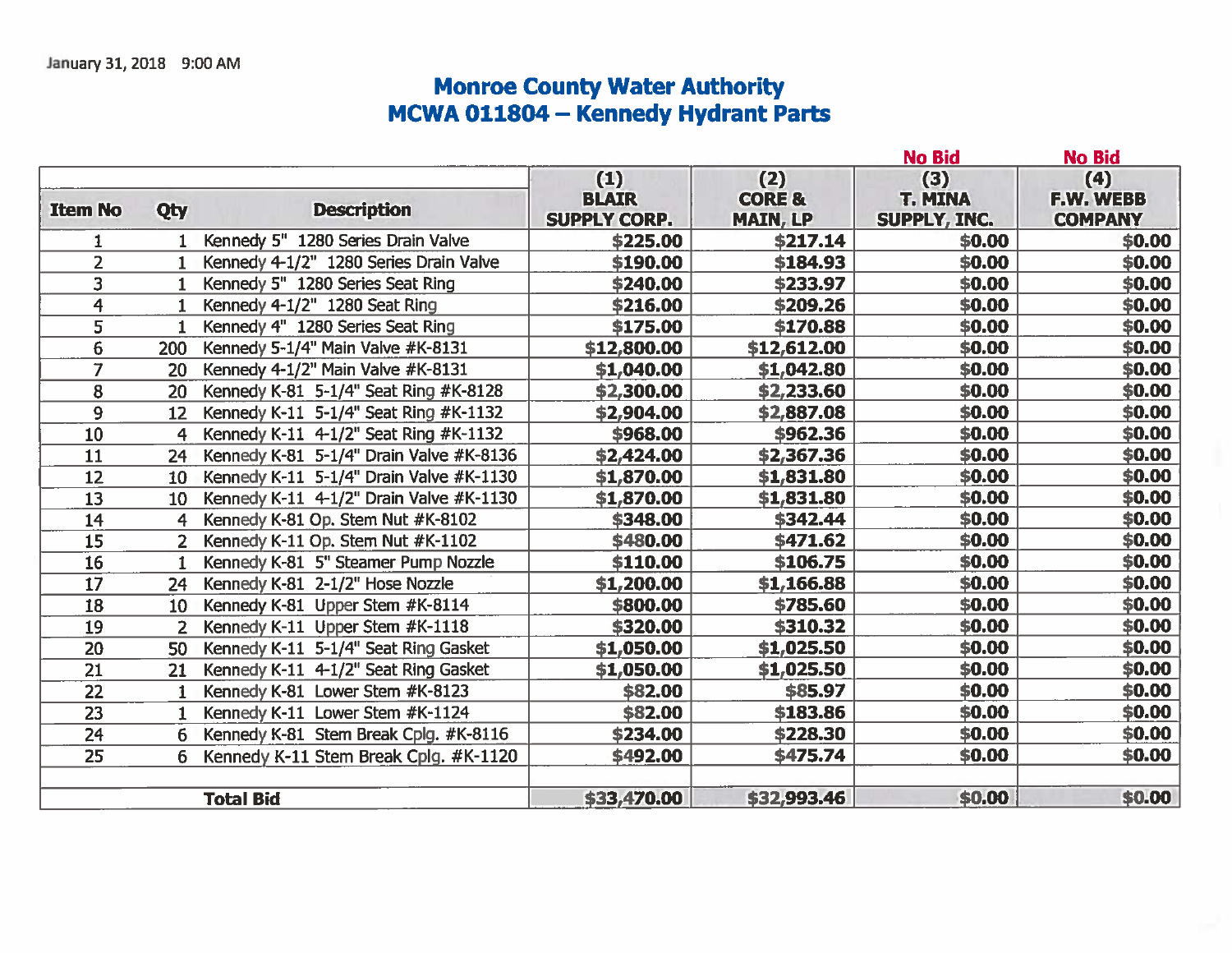January 31, 2018 9:00 AM

# Monroe County Water Authority
## MCWA 011804 – Kennedy Hydrant Parts

| Item No | Qty | Description | (1) BLAIR SUPPLY CORP. | (2) CORE & MAIN, LP | (3) T. MINA SUPPLY, INC. (No Bid) | (4) F.W. WEBB COMPANY (No Bid) |
|---|---|---|---|---|---|---|
| 1 | 1 | Kennedy 5" 1280 Series Drain Valve | $225.00 | $217.14 | $0.00 | $0.00 |
| 2 | 1 | Kennedy 4-1/2" 1280 Series Drain Valve | $190.00 | $184.93 | $0.00 | $0.00 |
| 3 | 1 | Kennedy 5" 1280 Series Seat Ring | $240.00 | $233.97 | $0.00 | $0.00 |
| 4 | 1 | Kennedy 4-1/2" 1280 Seat Ring | $216.00 | $209.26 | $0.00 | $0.00 |
| 5 | 1 | Kennedy 4" 1280 Series Seat Ring | $175.00 | $170.88 | $0.00 | $0.00 |
| 6 | 200 | Kennedy 5-1/4" Main Valve #K-8131 | $12,800.00 | $12,612.00 | $0.00 | $0.00 |
| 7 | 20 | Kennedy 4-1/2" Main Valve #K-8131 | $1,040.00 | $1,042.80 | $0.00 | $0.00 |
| 8 | 20 | Kennedy K-81 5-1/4" Seat Ring #K-8128 | $2,300.00 | $2,233.60 | $0.00 | $0.00 |
| 9 | 12 | Kennedy K-11 5-1/4" Seat Ring #K-1132 | $2,904.00 | $2,887.08 | $0.00 | $0.00 |
| 10 | 4 | Kennedy K-11 4-1/2" Seat Ring #K-1132 | $968.00 | $962.36 | $0.00 | $0.00 |
| 11 | 24 | Kennedy K-81 5-1/4" Drain Valve #K-8136 | $2,424.00 | $2,367.36 | $0.00 | $0.00 |
| 12 | 10 | Kennedy K-11 5-1/4" Drain Valve #K-1130 | $1,870.00 | $1,831.80 | $0.00 | $0.00 |
| 13 | 10 | Kennedy K-11 4-1/2" Drain Valve #K-1130 | $1,870.00 | $1,831.80 | $0.00 | $0.00 |
| 14 | 4 | Kennedy K-81 Op. Stem Nut #K-8102 | $348.00 | $342.44 | $0.00 | $0.00 |
| 15 | 2 | Kennedy K-11 Op. Stem Nut #K-1102 | $480.00 | $471.62 | $0.00 | $0.00 |
| 16 | 1 | Kennedy K-81 5" Steamer Pump Nozzle | $110.00 | $106.75 | $0.00 | $0.00 |
| 17 | 24 | Kennedy K-81 2-1/2" Hose Nozzle | $1,200.00 | $1,166.88 | $0.00 | $0.00 |
| 18 | 10 | Kennedy K-81 Upper Stem #K-8114 | $800.00 | $785.60 | $0.00 | $0.00 |
| 19 | 2 | Kennedy K-11 Upper Stem #K-1118 | $320.00 | $310.32 | $0.00 | $0.00 |
| 20 | 50 | Kennedy K-11 5-1/4" Seat Ring Gasket | $1,050.00 | $1,025.50 | $0.00 | $0.00 |
| 21 | 21 | Kennedy K-11 4-1/2" Seat Ring Gasket | $1,050.00 | $1,025.50 | $0.00 | $0.00 |
| 22 | 1 | Kennedy K-81 Lower Stem #K-8123 | $82.00 | $85.97 | $0.00 | $0.00 |
| 23 | 1 | Kennedy K-11 Lower Stem #K-1124 | $82.00 | $183.86 | $0.00 | $0.00 |
| 24 | 6 | Kennedy K-81 Stem Break Cplg. #K-8116 | $234.00 | $228.30 | $0.00 | $0.00 |
| 25 | 6 | Kennedy K-11 Stem Break Cplg. #K-1120 | $492.00 | $475.74 | $0.00 | $0.00 |
| | | | | | | |
| **Total Bid** | | | **$33,470.00** | **$32,993.46** | **$0.00** | **$0.00** |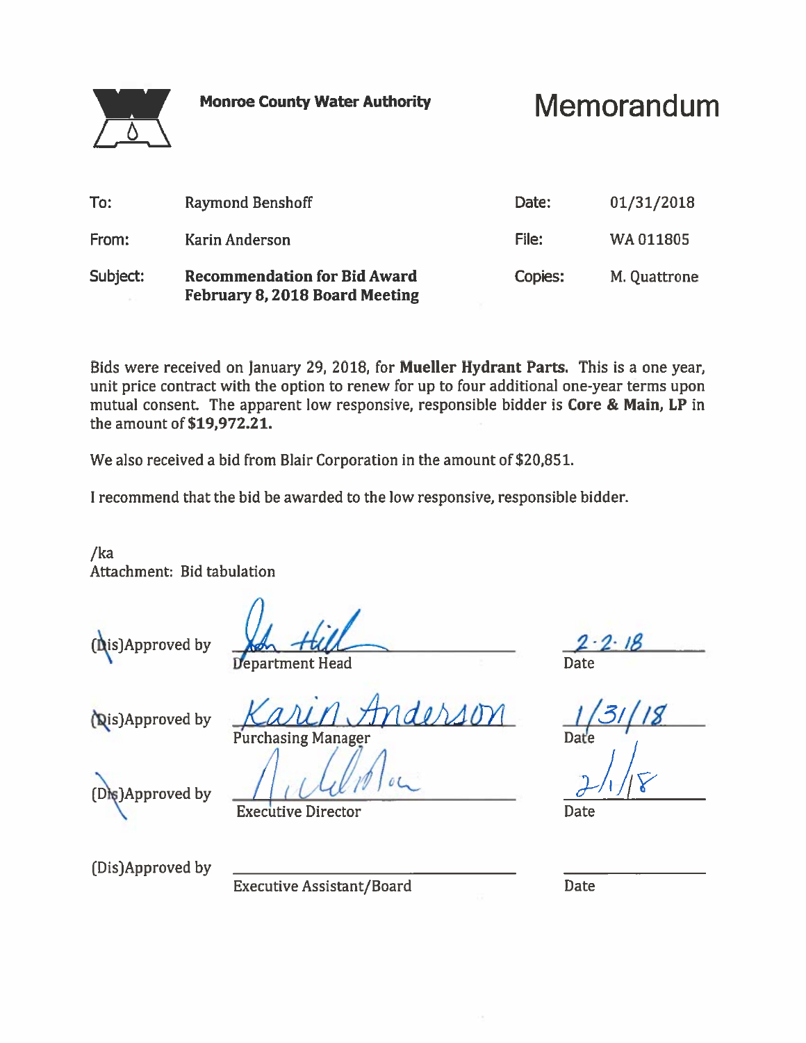**Monroe County Water Authority**

# Memorandum

| | | | |
|---|---|---|---|
| To: | Raymond Benshoff | Date: | 01/31/2018 |
| From: | Karin Anderson | File: | WA 011805 |
| Subject: | **Recommendation for Bid Award February 8, 2018 Board Meeting** | Copies: | M. Quattrone |

Bids were received on January 29, 2018, for **Mueller Hydrant Parts.** This is a one year, unit price contract with the option to renew for up to four additional one-year terms upon mutual consent. The apparent low responsive, responsible bidder is **Core & Main, LP** in the amount of **$19,972.21.**

We also received a bid from Blair Corporation in the amount of $20,851.

I recommend that the bid be awarded to the low responsive, responsible bidder.

/ka
Attachment: Bid tabulation

(Dis)Approved by John Hill — Department Head — Date: 2·2·18

(Dis)Approved by Karin Anderson — Purchasing Manager — Date: 1/31/18

(Dis)Approved by [signature] — Executive Director — Date: 2/1/18

(Dis)Approved by \_\_\_\_\_\_\_\_\_\_ — Executive Assistant/Board — Date: \_\_\_\_\_\_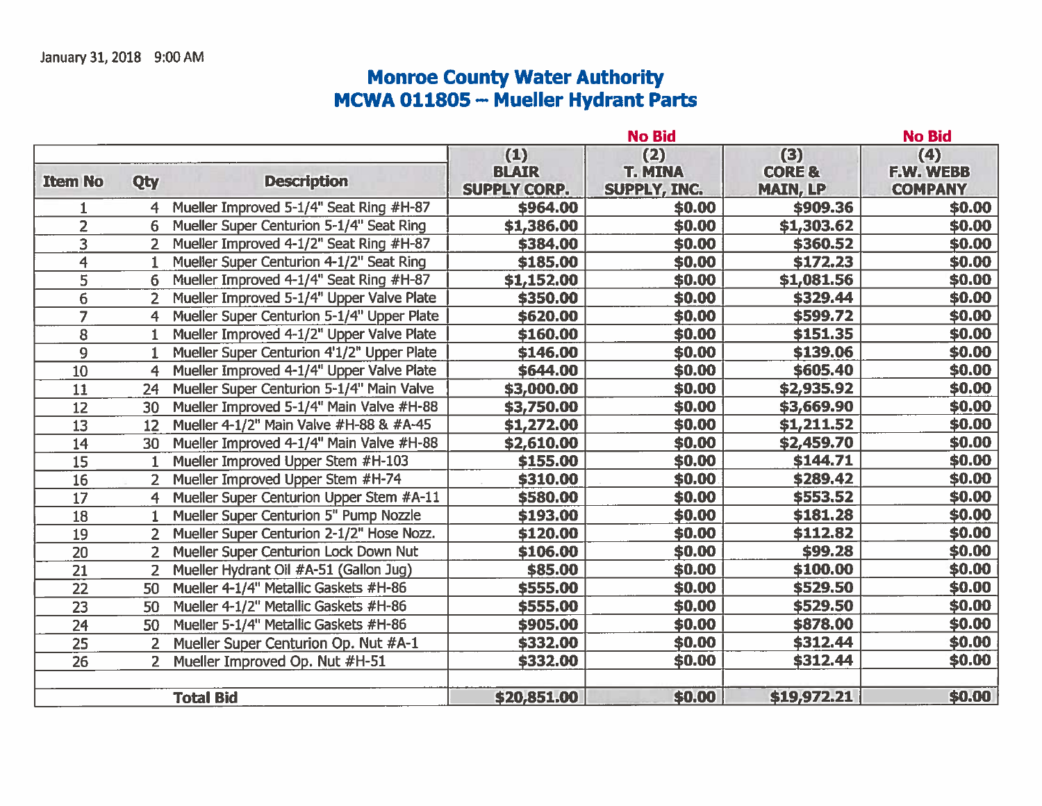January 31, 2018 9:00 AM

# Monroe County Water Authority
## MCWA 011805 -- Mueller Hydrant Parts

| Item No | Qty | Description | (1) BLAIR SUPPLY CORP. | (2) T. MINA SUPPLY, INC. (No Bid) | (3) CORE & MAIN, LP | (4) F.W. WEBB COMPANY (No Bid) |
|---|---|---|---|---|---|---|
| 1 | 4 | Mueller Improved 5-1/4" Seat Ring #H-87 | $964.00 | $0.00 | $909.36 | $0.00 |
| 2 | 6 | Mueller Super Centurion 5-1/4" Seat Ring | $1,386.00 | $0.00 | $1,303.62 | $0.00 |
| 3 | 2 | Mueller Improved 4-1/2" Seat Ring #H-87 | $384.00 | $0.00 | $360.52 | $0.00 |
| 4 | 1 | Mueller Super Centurion 4-1/2" Seat Ring | $185.00 | $0.00 | $172.23 | $0.00 |
| 5 | 6 | Mueller Improved 4-1/4" Seat Ring #H-87 | $1,152.00 | $0.00 | $1,081.56 | $0.00 |
| 6 | 2 | Mueller Improved 5-1/4" Upper Valve Plate | $350.00 | $0.00 | $329.44 | $0.00 |
| 7 | 4 | Mueller Super Centurion 5-1/4" Upper Plate | $620.00 | $0.00 | $599.72 | $0.00 |
| 8 | 1 | Mueller Improved 4-1/2" Upper Valve Plate | $160.00 | $0.00 | $151.35 | $0.00 |
| 9 | 1 | Mueller Super Centurion 4'1/2" Upper Plate | $146.00 | $0.00 | $139.06 | $0.00 |
| 10 | 4 | Mueller Improved 4-1/4" Upper Valve Plate | $644.00 | $0.00 | $605.40 | $0.00 |
| 11 | 24 | Mueller Super Centurion 5-1/4" Main Valve | $3,000.00 | $0.00 | $2,935.92 | $0.00 |
| 12 | 30 | Mueller Improved 5-1/4" Main Valve #H-88 | $3,750.00 | $0.00 | $3,669.90 | $0.00 |
| 13 | 12 | Mueller 4-1/2" Main Valve #H-88 & #A-45 | $1,272.00 | $0.00 | $1,211.52 | $0.00 |
| 14 | 30 | Mueller Improved 4-1/4" Main Valve #H-88 | $2,610.00 | $0.00 | $2,459.70 | $0.00 |
| 15 | 1 | Mueller Improved Upper Stem #H-103 | $155.00 | $0.00 | $144.71 | $0.00 |
| 16 | 2 | Mueller Improved Upper Stem #H-74 | $310.00 | $0.00 | $289.42 | $0.00 |
| 17 | 4 | Mueller Super Centurion Upper Stem #A-11 | $580.00 | $0.00 | $553.52 | $0.00 |
| 18 | 1 | Mueller Super Centurion 5" Pump Nozzle | $193.00 | $0.00 | $181.28 | $0.00 |
| 19 | 2 | Mueller Super Centurion 2-1/2" Hose Nozz. | $120.00 | $0.00 | $112.82 | $0.00 |
| 20 | 2 | Mueller Super Centurion Lock Down Nut | $106.00 | $0.00 | $99.28 | $0.00 |
| 21 | 2 | Mueller Hydrant Oil #A-51 (Gallon Jug) | $85.00 | $0.00 | $100.00 | $0.00 |
| 22 | 50 | Mueller 4-1/4" Metallic Gaskets #H-86 | $555.00 | $0.00 | $529.50 | $0.00 |
| 23 | 50 | Mueller 4-1/2" Metallic Gaskets #H-86 | $555.00 | $0.00 | $529.50 | $0.00 |
| 24 | 50 | Mueller 5-1/4" Metallic Gaskets #H-86 | $905.00 | $0.00 | $878.00 | $0.00 |
| 25 | 2 | Mueller Super Centurion Op. Nut #A-1 | $332.00 | $0.00 | $312.44 | $0.00 |
| 26 | 2 | Mueller Improved Op. Nut #H-51 | $332.00 | $0.00 | $312.44 | $0.00 |
| | | | | | | |
| | | **Total Bid** | **$20,851.00** | **$0.00** | **$19,972.21** | **$0.00** |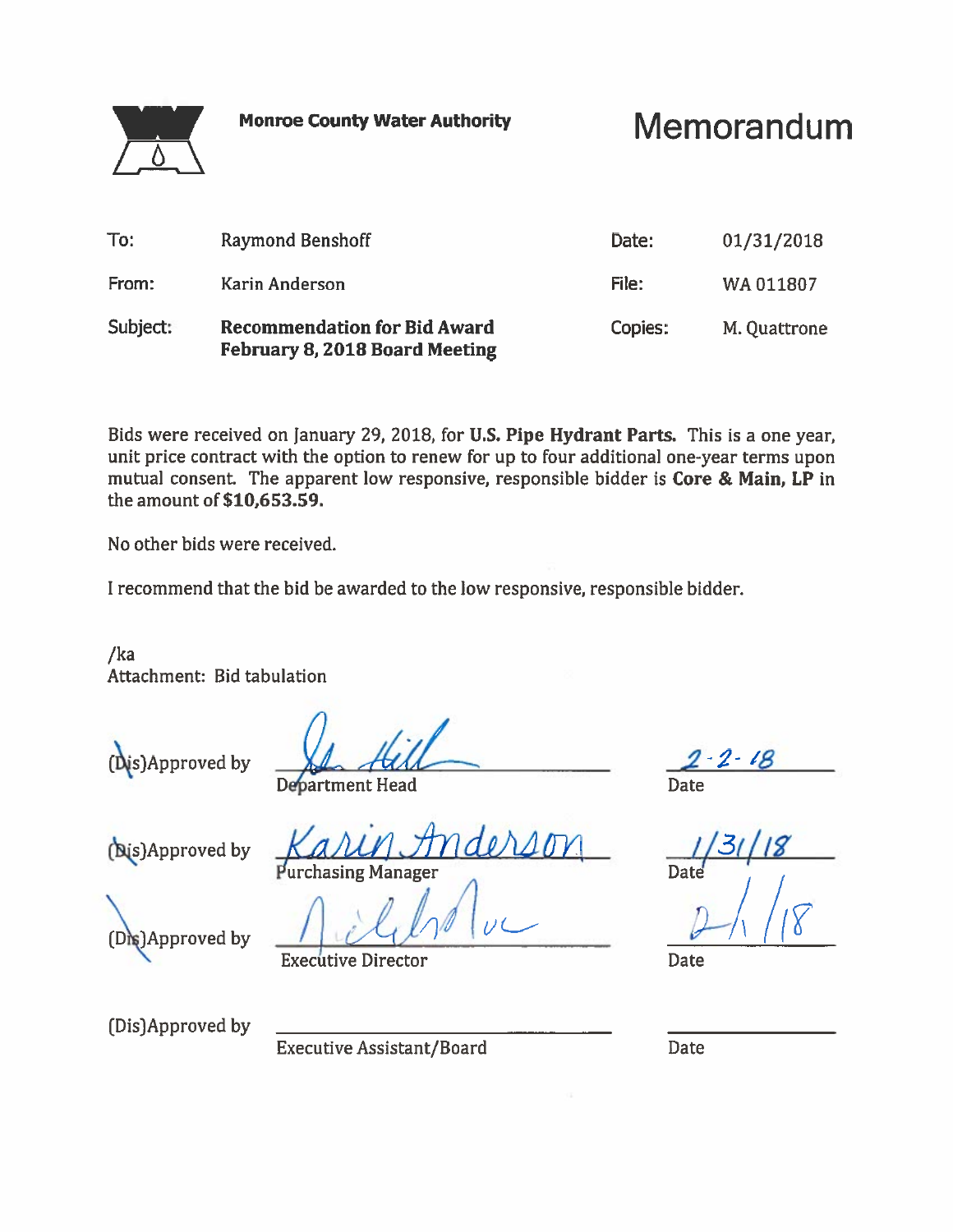**Monroe County Water Authority**

# Memorandum

| | | | |
|---|---|---|---|
| To: | Raymond Benshoff | Date: | 01/31/2018 |
| From: | Karin Anderson | File: | WA 011807 |
| Subject: | **Recommendation for Bid Award February 8, 2018 Board Meeting** | Copies: | M. Quattrone |

Bids were received on January 29, 2018, for **U.S. Pipe Hydrant Parts.** This is a one year, unit price contract with the option to renew for up to four additional one-year terms upon mutual consent. The apparent low responsive, responsible bidder is **Core & Main, LP** in the amount of **$10,653.59.**

No other bids were received.

I recommend that the bid be awarded to the low responsive, responsible bidder.

/ka
Attachment: Bid tabulation

(Dis)Approved by _______________ Department Head — Date: 2-2-18

(Dis)Approved by Karin Anderson — Purchasing Manager — Date: 1/31/18

(Dis)Approved by _______________ Executive Director — Date: 2/1/18

(Dis)Approved by _______________ Executive Assistant/Board — Date: _______________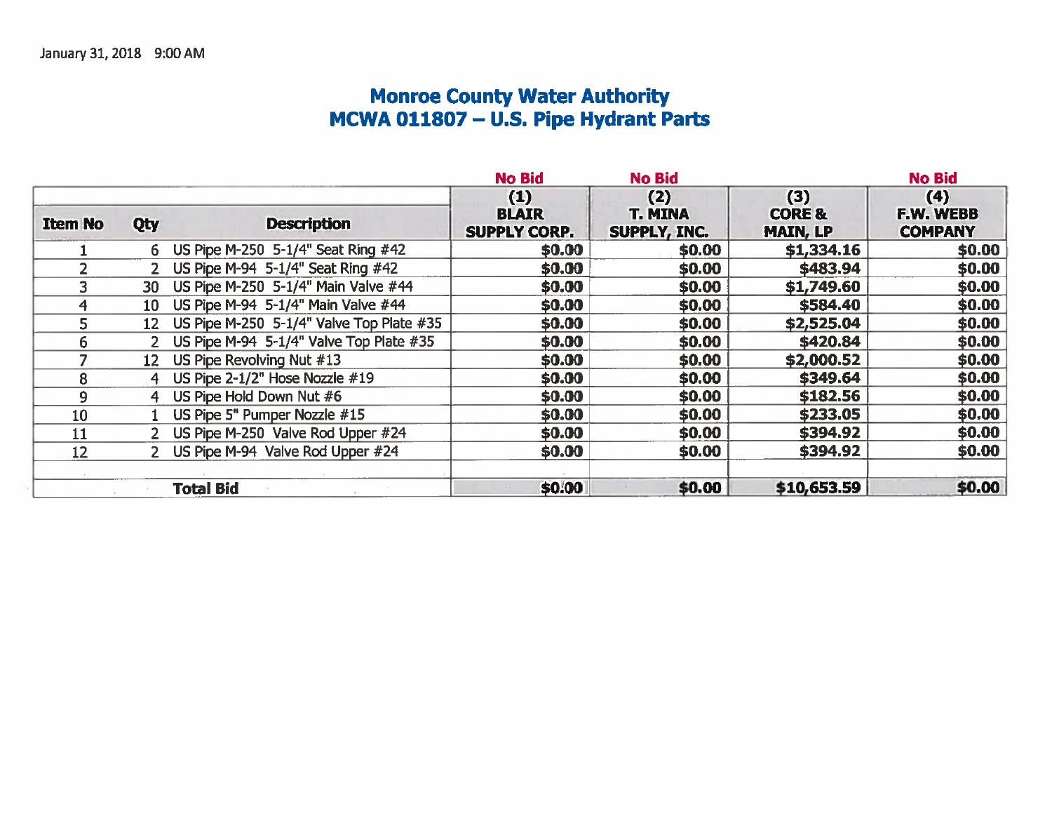January 31, 2018 9:00 AM

# Monroe County Water Authority
## MCWA 011807 – U.S. Pipe Hydrant Parts

| | | | No Bid | No Bid | | No Bid |
|---|---|---|---|---|---|---|
| Item No | Qty | Description | (1) BLAIR SUPPLY CORP. | (2) T. MINA SUPPLY, INC. | (3) CORE & MAIN, LP | (4) F.W. WEBB COMPANY |
| 1 | 6 | US Pipe M-250 5-1/4" Seat Ring #42 | $0.00 | $0.00 | $1,334.16 | $0.00 |
| 2 | 2 | US Pipe M-94 5-1/4" Seat Ring #42 | $0.00 | $0.00 | $483.94 | $0.00 |
| 3 | 30 | US Pipe M-250 5-1/4" Main Valve #44 | $0.00 | $0.00 | $1,749.60 | $0.00 |
| 4 | 10 | US Pipe M-94 5-1/4" Main Valve #44 | $0.00 | $0.00 | $584.40 | $0.00 |
| 5 | 12 | US Pipe M-250 5-1/4" Valve Top Plate #35 | $0.00 | $0.00 | $2,525.04 | $0.00 |
| 6 | 2 | US Pipe M-94 5-1/4" Valve Top Plate #35 | $0.00 | $0.00 | $420.84 | $0.00 |
| 7 | 12 | US Pipe Revolving Nut #13 | $0.00 | $0.00 | $2,000.52 | $0.00 |
| 8 | 4 | US Pipe 2-1/2" Hose Nozzle #19 | $0.00 | $0.00 | $349.64 | $0.00 |
| 9 | 4 | US Pipe Hold Down Nut #6 | $0.00 | $0.00 | $182.56 | $0.00 |
| 10 | 1 | US Pipe 5" Pumper Nozzle #15 | $0.00 | $0.00 | $233.05 | $0.00 |
| 11 | 2 | US Pipe M-250 Valve Rod Upper #24 | $0.00 | $0.00 | $394.92 | $0.00 |
| 12 | 2 | US Pipe M-94 Valve Rod Upper #24 | $0.00 | $0.00 | $394.92 | $0.00 |
| | | | | | | |
| | | **Total Bid** | $0.00 | $0.00 | $10,653.59 | $0.00 |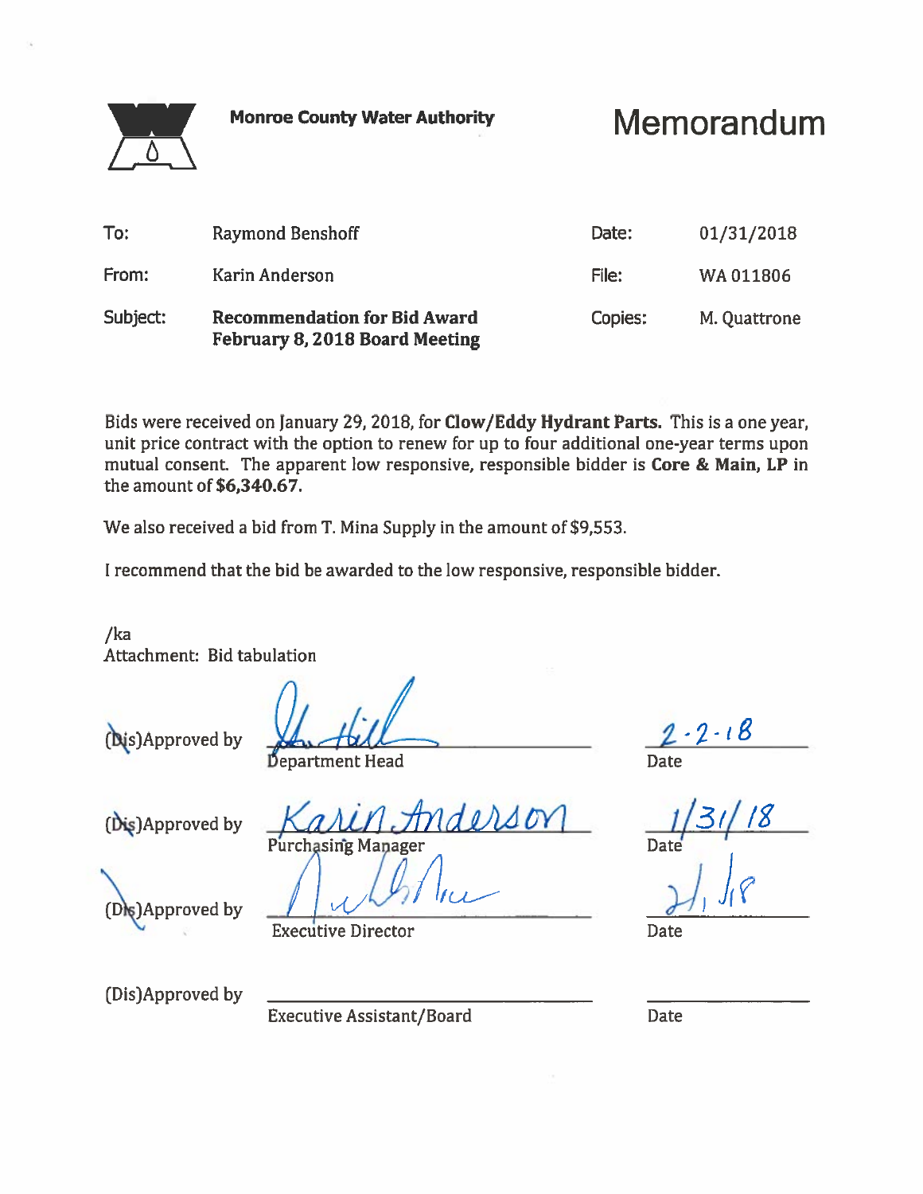**Monroe County Water Authority**

# Memorandum

| | | | |
|---|---|---|---|
| To: | Raymond Benshoff | Date: | 01/31/2018 |
| From: | Karin Anderson | File: | WA 011806 |
| Subject: | **Recommendation for Bid Award February 8, 2018 Board Meeting** | Copies: | M. Quattrone |

Bids were received on January 29, 2018, for **Clow/Eddy Hydrant Parts.** This is a one year, unit price contract with the option to renew for up to four additional one-year terms upon mutual consent. The apparent low responsive, responsible bidder is **Core & Main, LP** in the amount of **$6,340.67.**

We also received a bid from T. Mina Supply in the amount of $9,553.

I recommend that the bid be awarded to the low responsive, responsible bidder.

/ka
Attachment: Bid tabulation

(Dis)Approved by _J. Hill_ Department Head — Date: 2-2-18

(Dis)Approved by _Karin Anderson_ Purchasing Manager — Date: 1/31/18

(Dis)Approved by _[signature]_ Executive Director — Date: 2/1/18

(Dis)Approved by ______________ Executive Assistant/Board — Date: ______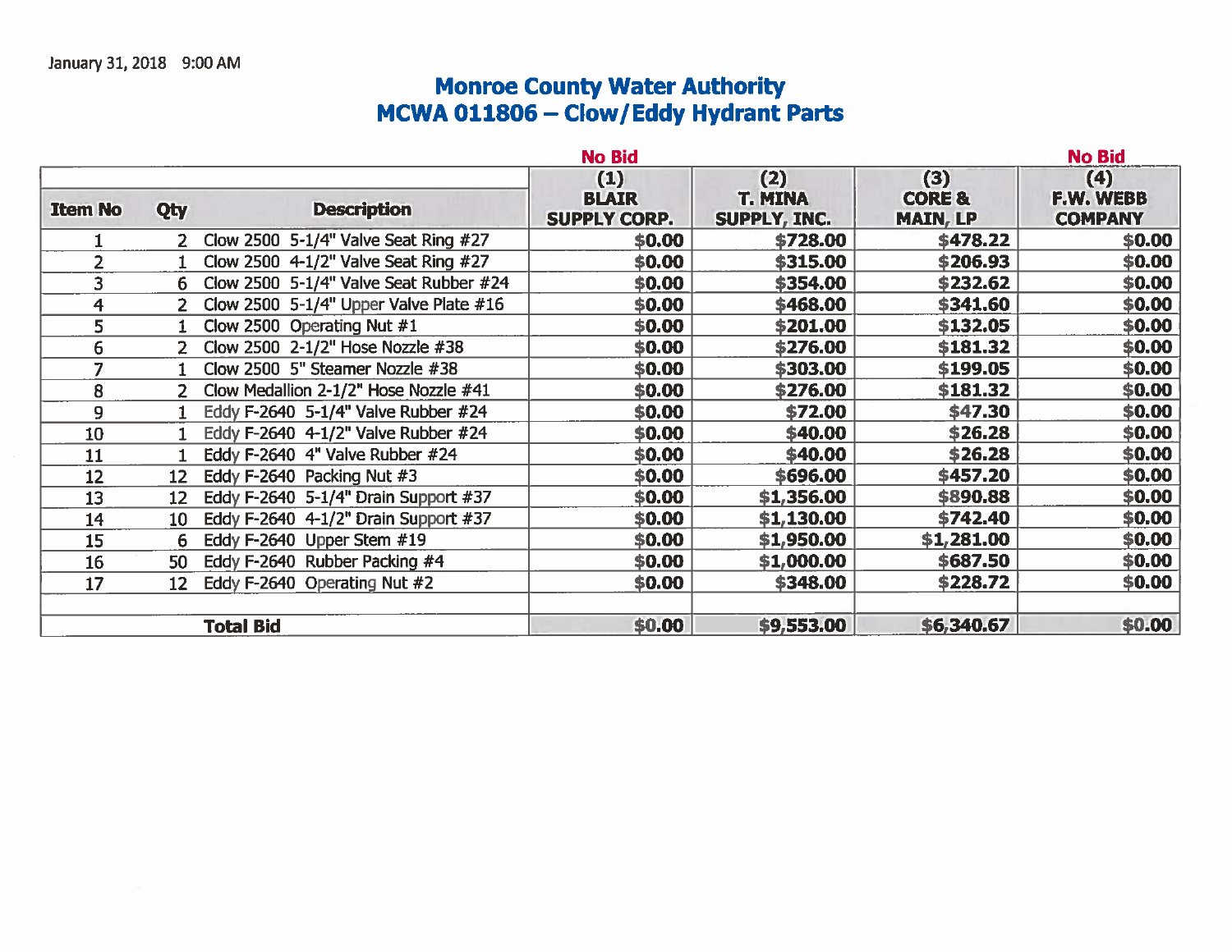January 31, 2018 9:00 AM

# Monroe County Water Authority
## MCWA 011806 – Clow/Eddy Hydrant Parts

| | | | No Bid | | | No Bid |
|---|---|---|---|---|---|---|
| Item No | Qty | Description | (1) BLAIR SUPPLY CORP. | (2) T. MINA SUPPLY, INC. | (3) CORE & MAIN, LP | (4) F.W. WEBB COMPANY |
| 1 | 2 | Clow 2500 5-1/4" Valve Seat Ring #27 | $0.00 | $728.00 | $478.22 | $0.00 |
| 2 | 1 | Clow 2500 4-1/2" Valve Seat Ring #27 | $0.00 | $315.00 | $206.93 | $0.00 |
| 3 | 6 | Clow 2500 5-1/4" Valve Seat Rubber #24 | $0.00 | $354.00 | $232.62 | $0.00 |
| 4 | 2 | Clow 2500 5-1/4" Upper Valve Plate #16 | $0.00 | $468.00 | $341.60 | $0.00 |
| 5 | 1 | Clow 2500 Operating Nut #1 | $0.00 | $201.00 | $132.05 | $0.00 |
| 6 | 2 | Clow 2500 2-1/2" Hose Nozzle #38 | $0.00 | $276.00 | $181.32 | $0.00 |
| 7 | 1 | Clow 2500 5" Steamer Nozzle #38 | $0.00 | $303.00 | $199.05 | $0.00 |
| 8 | 2 | Clow Medallion 2-1/2" Hose Nozzle #41 | $0.00 | $276.00 | $181.32 | $0.00 |
| 9 | 1 | Eddy F-2640 5-1/4" Valve Rubber #24 | $0.00 | $72.00 | $47.30 | $0.00 |
| 10 | 1 | Eddy F-2640 4-1/2" Valve Rubber #24 | $0.00 | $40.00 | $26.28 | $0.00 |
| 11 | 1 | Eddy F-2640 4" Valve Rubber #24 | $0.00 | $40.00 | $26.28 | $0.00 |
| 12 | 12 | Eddy F-2640 Packing Nut #3 | $0.00 | $696.00 | $457.20 | $0.00 |
| 13 | 12 | Eddy F-2640 5-1/4" Drain Support #37 | $0.00 | $1,356.00 | $890.88 | $0.00 |
| 14 | 10 | Eddy F-2640 4-1/2" Drain Support #37 | $0.00 | $1,130.00 | $742.40 | $0.00 |
| 15 | 6 | Eddy F-2640 Upper Stem #19 | $0.00 | $1,950.00 | $1,281.00 | $0.00 |
| 16 | 50 | Eddy F-2640 Rubber Packing #4 | $0.00 | $1,000.00 | $687.50 | $0.00 |
| 17 | 12 | Eddy F-2640 Operating Nut #2 | $0.00 | $348.00 | $228.72 | $0.00 |
| | | | | | | |
| | | **Total Bid** | $0.00 | $9,553.00 | $6,340.67 | $0.00 |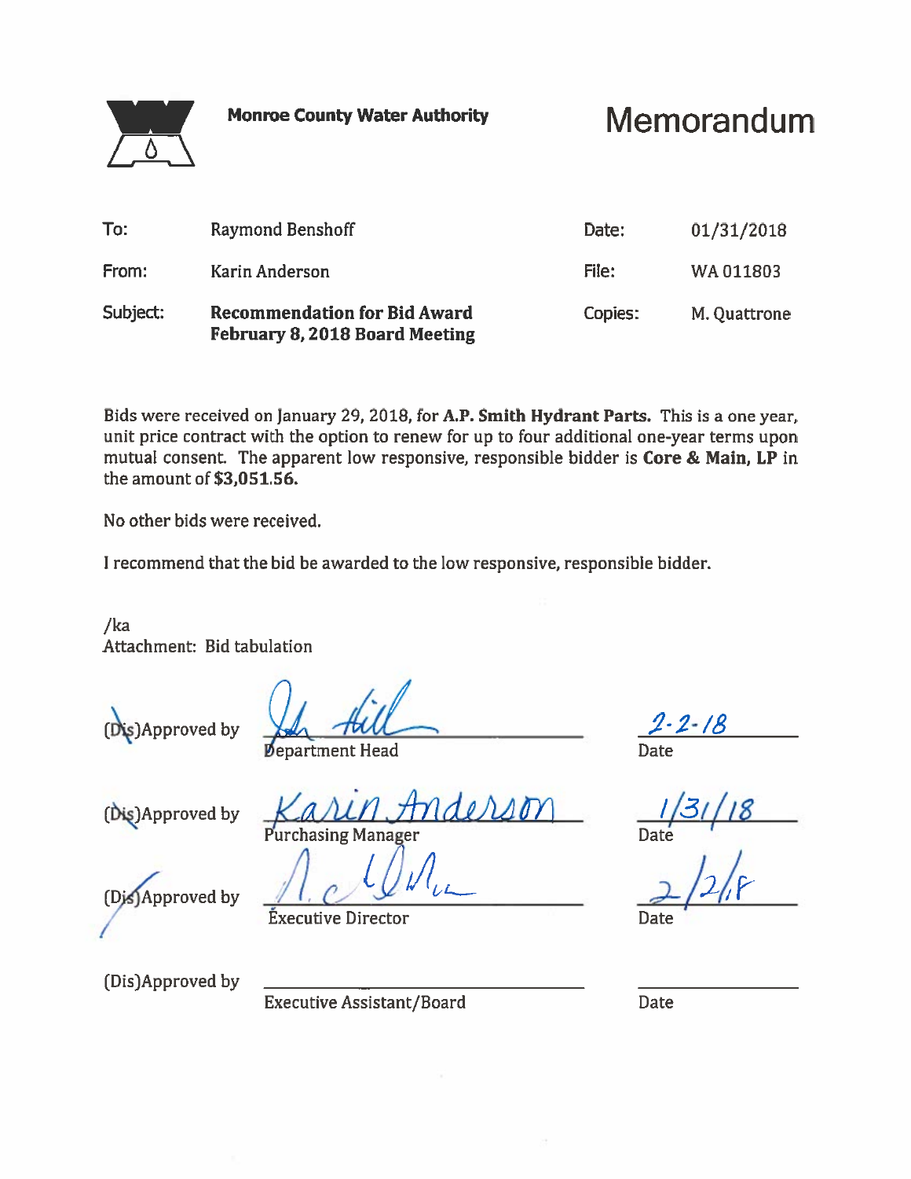**Monroe County Water Authority**

# Memorandum

| | | | |
|---|---|---|---|
| To: | Raymond Benshoff | Date: | 01/31/2018 |
| From: | Karin Anderson | File: | WA 011803 |
| Subject: | **Recommendation for Bid Award February 8, 2018 Board Meeting** | Copies: | M. Quattrone |

Bids were received on January 29, 2018, for **A.P. Smith Hydrant Parts.** This is a one year, unit price contract with the option to renew for up to four additional one-year terms upon mutual consent. The apparent low responsive, responsible bidder is **Core & Main, LP** in the amount of **$3,051.56.**

No other bids were received.

I recommend that the bid be awarded to the low responsive, responsible bidder.

/ka
Attachment: Bid tabulation

(Dis)Approved by _Jh Hill_ Department Head — Date: 2-2-18

(Dis)Approved by _Karin Anderson_ Purchasing Manager — Date: 1/31/18

(Dis)Approved by _[signature]_ Executive Director — Date: 2/2/18

(Dis)Approved by ______________ Executive Assistant/Board — Date: ______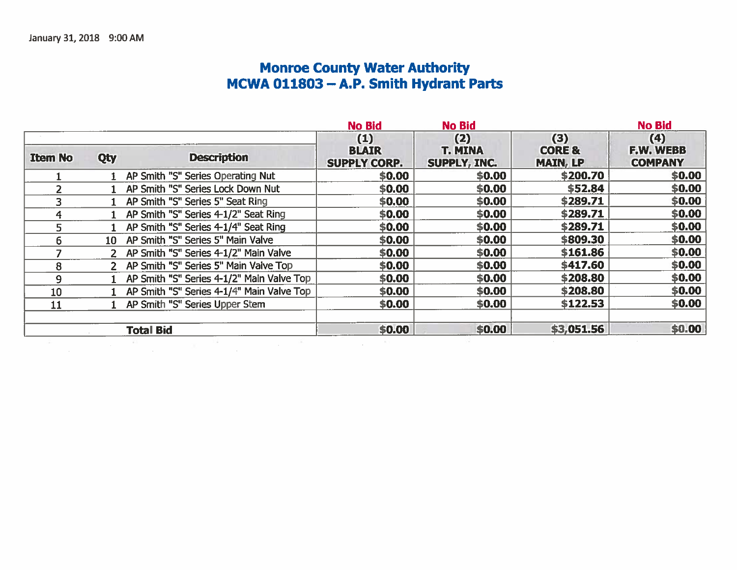January 31, 2018 9:00 AM

# Monroe County Water Authority
## MCWA 011803 – A.P. Smith Hydrant Parts

| | | | No Bid | No Bid | | No Bid |
|---|---|---|---|---|---|---|
| **Item No** | **Qty** | **Description** | **(1) BLAIR SUPPLY CORP.** | **(2) T. MINA SUPPLY, INC.** | **(3) CORE & MAIN, LP** | **(4) F.W. WEBB COMPANY** |
| 1 | 1 | AP Smith "S" Series Operating Nut | $0.00 | $0.00 | $200.70 | $0.00 |
| 2 | 1 | AP Smith "S" Series Lock Down Nut | $0.00 | $0.00 | $52.84 | $0.00 |
| 3 | 1 | AP Smith "S" Series 5" Seat Ring | $0.00 | $0.00 | $289.71 | $0.00 |
| 4 | 1 | AP Smith "S" Series 4-1/2" Seat Ring | $0.00 | $0.00 | $289.71 | $0.00 |
| 5 | 1 | AP Smith "S" Series 4-1/4" Seat Ring | $0.00 | $0.00 | $289.71 | $0.00 |
| 6 | 10 | AP Smith "S" Series 5" Main Valve | $0.00 | $0.00 | $809.30 | $0.00 |
| 7 | 2 | AP Smith "S" Series 4-1/2" Main Valve | $0.00 | $0.00 | $161.86 | $0.00 |
| 8 | 2 | AP Smith "S" Series 5" Main Valve Top | $0.00 | $0.00 | $417.60 | $0.00 |
| 9 | 1 | AP Smith "S" Series 4-1/2" Main Valve Top | $0.00 | $0.00 | $208.80 | $0.00 |
| 10 | 1 | AP Smith "S" Series 4-1/4" Main Valve Top | $0.00 | $0.00 | $208.80 | $0.00 |
| 11 | 1 | AP Smith "S" Series Upper Stem | $0.00 | $0.00 | $122.53 | $0.00 |
| | | | | | | |
| | | **Total Bid** | $0.00 | $0.00 | $3,051.56 | $0.00 |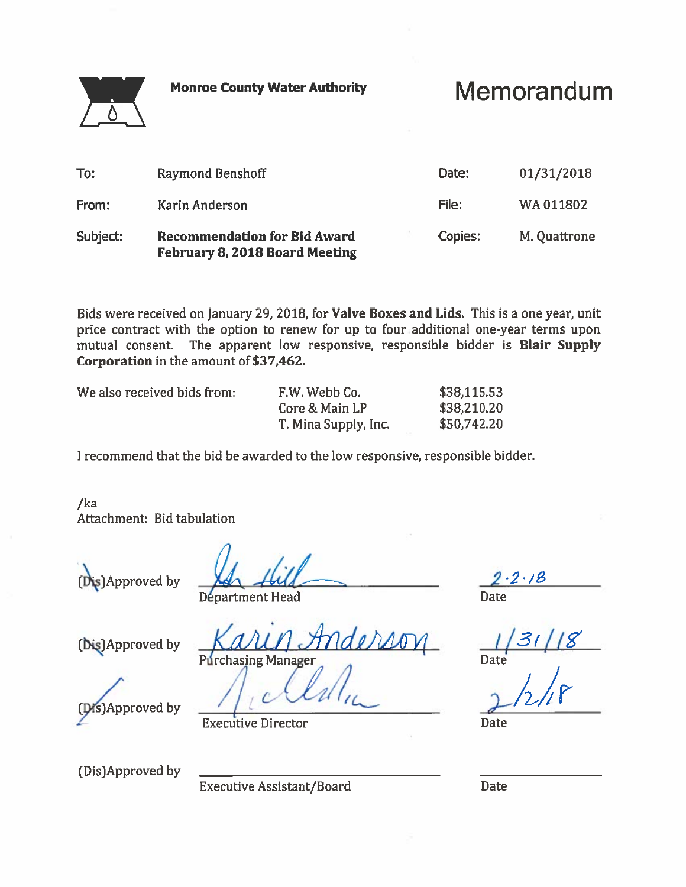**Monroe County Water Authority**

# Memorandum

| | | | |
|---|---|---|---|
| To: | Raymond Benshoff | Date: | 01/31/2018 |
| From: | Karin Anderson | File: | WA 011802 |
| Subject: | **Recommendation for Bid Award February 8, 2018 Board Meeting** | Copies: | M. Quattrone |

Bids were received on January 29, 2018, for **Valve Boxes and Lids.** This is a one year, unit price contract with the option to renew for up to four additional one-year terms upon mutual consent. The apparent low responsive, responsible bidder is **Blair Supply Corporation** in the amount of **$37,462.**

| We also received bids from: | | |
|---|---|---|
| | F.W. Webb Co. | $38,115.53 |
| | Core & Main LP | $38,210.20 |
| | T. Mina Supply, Inc. | $50,742.20 |

I recommend that the bid be awarded to the low responsive, responsible bidder.

/ka
Attachment: Bid tabulation

| | | |
|---|---|---|
| (Dis)Approved by | [signature] Department Head | 2-2-18 Date |
| (Dis)Approved by | Karin Anderson Purchasing Manager | 1/31/18 Date |
| (Dis)Approved by | [signature] Executive Director | 2/2/18 Date |
| (Dis)Approved by | Executive Assistant/Board | Date |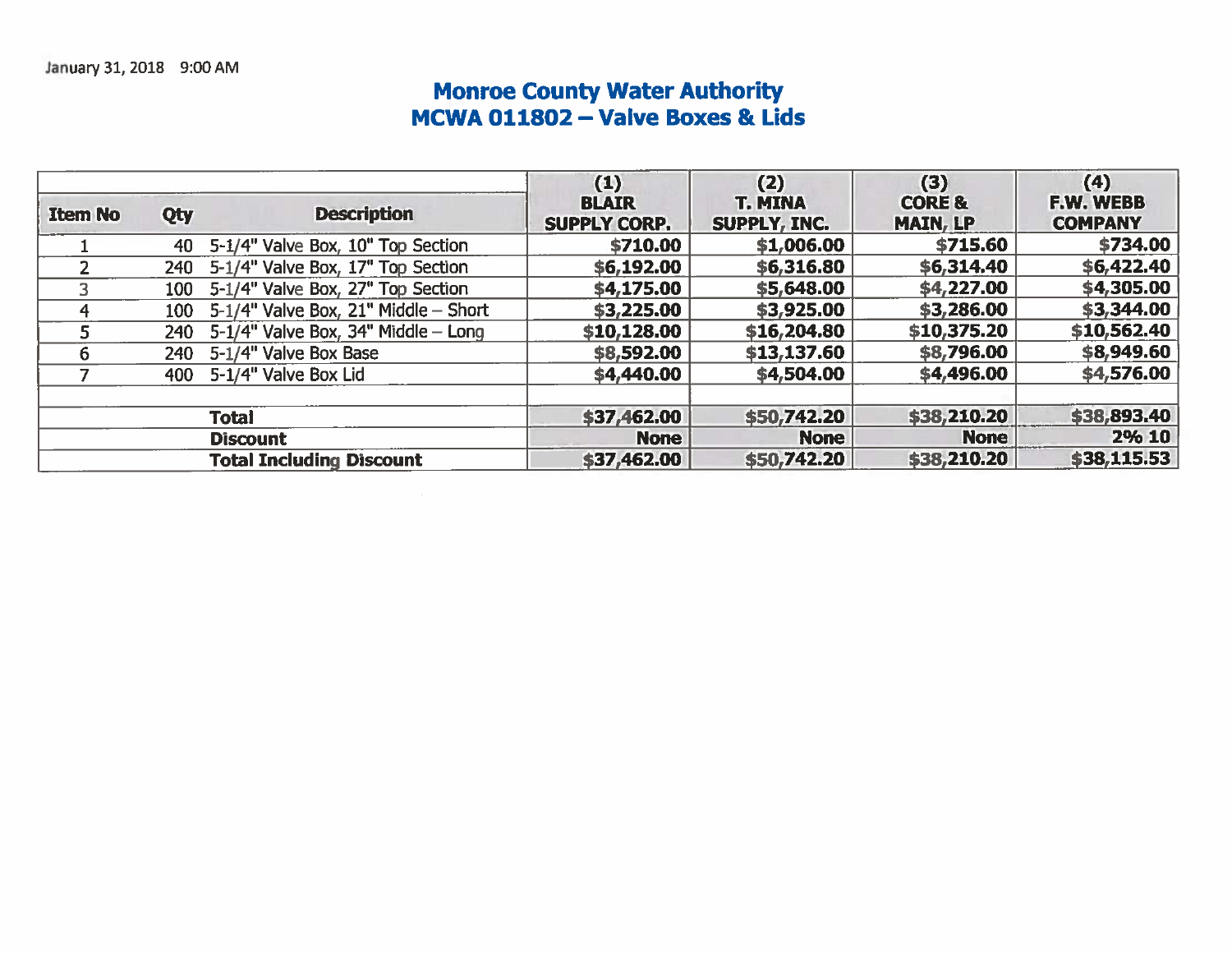January 31, 2018 9:00 AM

# Monroe County Water Authority
## MCWA 011802 – Valve Boxes & Lids

| Item No | Qty | Description | (1) BLAIR SUPPLY CORP. | (2) T. MINA SUPPLY, INC. | (3) CORE & MAIN, LP | (4) F.W. WEBB COMPANY |
|---|---|---|---|---|---|---|
| 1 | 40 | 5-1/4" Valve Box, 10" Top Section | $710.00 | $1,006.00 | $715.60 | $734.00 |
| 2 | 240 | 5-1/4" Valve Box, 17" Top Section | $6,192.00 | $6,316.80 | $6,314.40 | $6,422.40 |
| 3 | 100 | 5-1/4" Valve Box, 27" Top Section | $4,175.00 | $5,648.00 | $4,227.00 | $4,305.00 |
| 4 | 100 | 5-1/4" Valve Box, 21" Middle – Short | $3,225.00 | $3,925.00 | $3,286.00 | $3,344.00 |
| 5 | 240 | 5-1/4" Valve Box, 34" Middle – Long | $10,128.00 | $16,204.80 | $10,375.20 | $10,562.40 |
| 6 | 240 | 5-1/4" Valve Box Base | $8,592.00 | $13,137.60 | $8,796.00 | $8,949.60 |
| 7 | 400 | 5-1/4" Valve Box Lid | $4,440.00 | $4,504.00 | $4,496.00 | $4,576.00 |
| | | | | | | |
| | | **Total** | **$37,462.00** | **$50,742.20** | **$38,210.20** | **$38,893.40** |
| | | **Discount** | **None** | **None** | **None** | **2% 10** |
| | | **Total Including Discount** | **$37,462.00** | **$50,742.20** | **$38,210.20** | **$38,115.53** |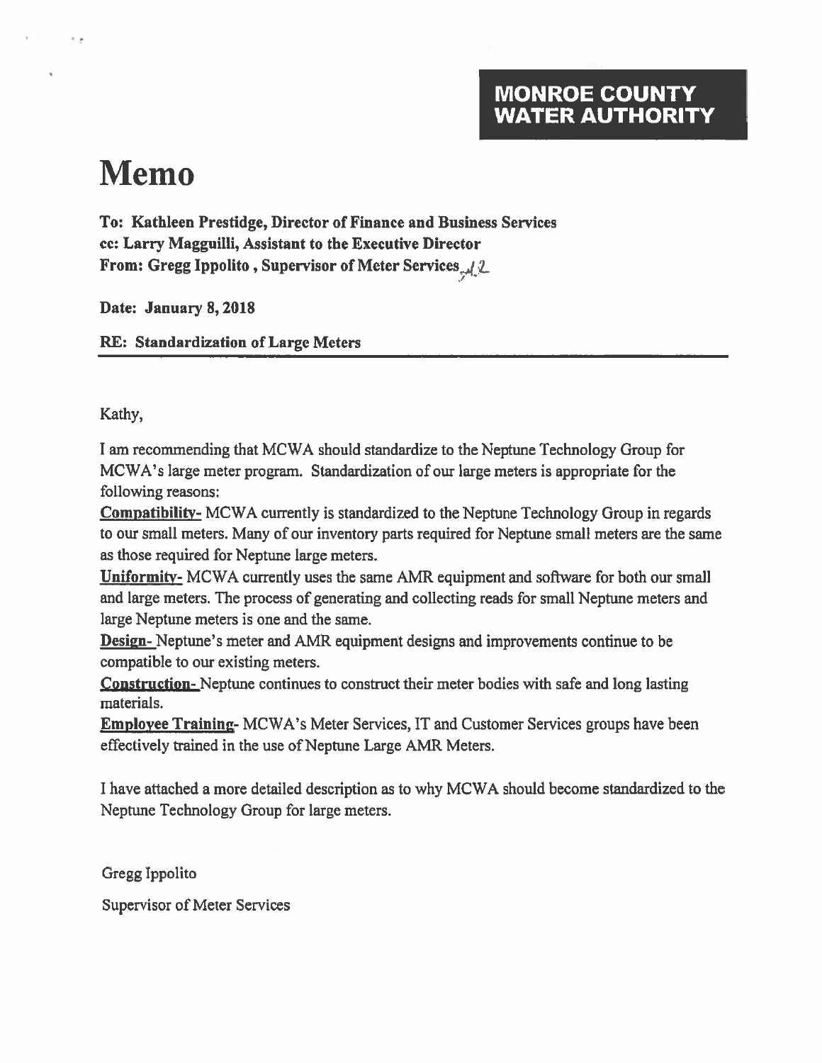**MONROE COUNTY WATER AUTHORITY**

# Memo

**To: Kathleen Prestidge, Director of Finance and Business Services**
**cc: Larry Magguilli, Assistant to the Executive Director**
**From: Gregg Ippolito , Supervisor of Meter Services**

**Date: January 8, 2018**

**RE: Standardization of Large Meters**

---

Kathy,

I am recommending that MCWA should standardize to the Neptune Technology Group for MCWA's large meter program. Standardization of our large meters is appropriate for the following reasons:

**Compatibility-** MCWA currently is standardized to the Neptune Technology Group in regards to our small meters. Many of our inventory parts required for Neptune small meters are the same as those required for Neptune large meters.

**Uniformity-** MCWA currently uses the same AMR equipment and software for both our small and large meters. The process of generating and collecting reads for small Neptune meters and large Neptune meters is one and the same.

**Design-** Neptune's meter and AMR equipment designs and improvements continue to be compatible to our existing meters.

**Construction-** Neptune continues to construct their meter bodies with safe and long lasting materials.

**Employee Training-** MCWA's Meter Services, IT and Customer Services groups have been effectively trained in the use of Neptune Large AMR Meters.

I have attached a more detailed description as to why MCWA should become standardized to the Neptune Technology Group for large meters.

Gregg Ippolito

Supervisor of Meter Services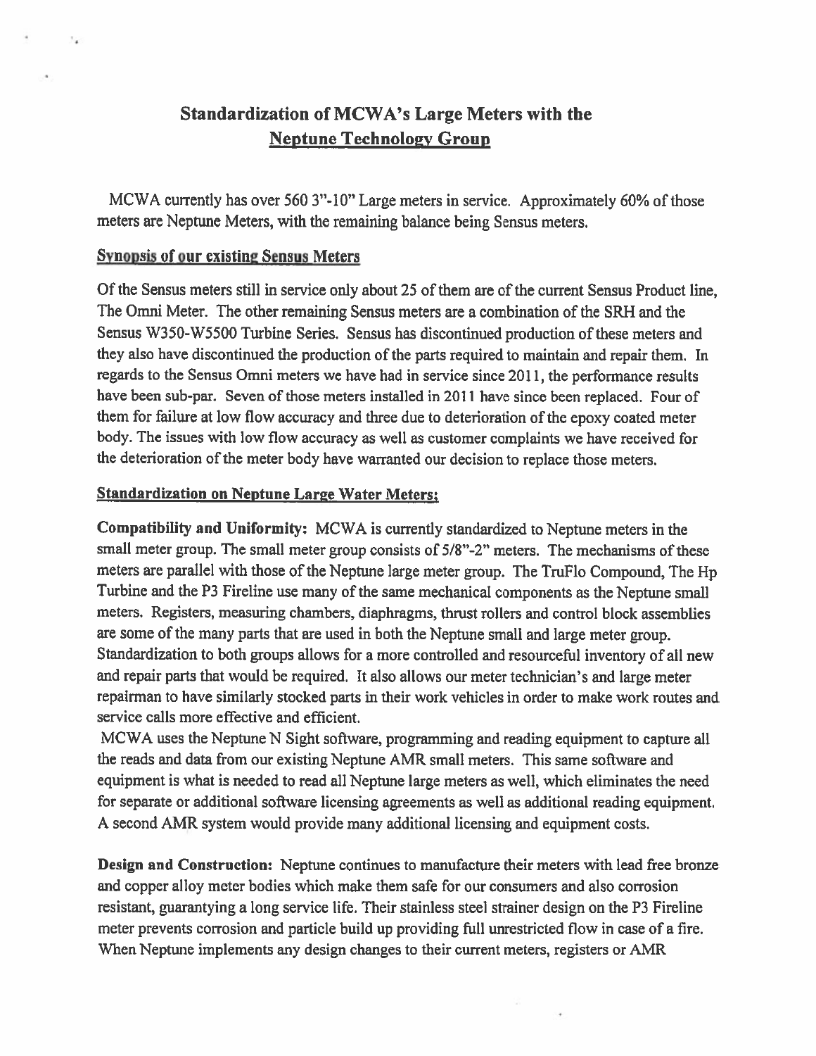# Standardization of MCWA's Large Meters with the Neptune Technology Group

MCWA currently has over 560 3"-10" Large meters in service. Approximately 60% of those meters are Neptune Meters, with the remaining balance being Sensus meters.

## Synopsis of our existing Sensus Meters

Of the Sensus meters still in service only about 25 of them are of the current Sensus Product line, The Omni Meter. The other remaining Sensus meters are a combination of the SRH and the Sensus W350-W5500 Turbine Series. Sensus has discontinued production of these meters and they also have discontinued the production of the parts required to maintain and repair them. In regards to the Sensus Omni meters we have had in service since 2011, the performance results have been sub-par. Seven of those meters installed in 2011 have since been replaced. Four of them for failure at low flow accuracy and three due to deterioration of the epoxy coated meter body. The issues with low flow accuracy as well as customer complaints we have received for the deterioration of the meter body have warranted our decision to replace those meters.

## Standardization on Neptune Large Water Meters:

**Compatibility and Uniformity:** MCWA is currently standardized to Neptune meters in the small meter group. The small meter group consists of 5/8"-2" meters. The mechanisms of these meters are parallel with those of the Neptune large meter group. The TruFlo Compound, The Hp Turbine and the P3 Fireline use many of the same mechanical components as the Neptune small meters. Registers, measuring chambers, diaphragms, thrust rollers and control block assemblies are some of the many parts that are used in both the Neptune small and large meter group. Standardization to both groups allows for a more controlled and resourceful inventory of all new and repair parts that would be required. It also allows our meter technician's and large meter repairman to have similarly stocked parts in their work vehicles in order to make work routes and service calls more effective and efficient.

MCWA uses the Neptune N Sight software, programming and reading equipment to capture all the reads and data from our existing Neptune AMR small meters. This same software and equipment is what is needed to read all Neptune large meters as well, which eliminates the need for separate or additional software licensing agreements as well as additional reading equipment. A second AMR system would provide many additional licensing and equipment costs.

**Design and Construction:** Neptune continues to manufacture their meters with lead free bronze and copper alloy meter bodies which make them safe for our consumers and also corrosion resistant, guarantying a long service life. Their stainless steel strainer design on the P3 Fireline meter prevents corrosion and particle build up providing full unrestricted flow in case of a fire. When Neptune implements any design changes to their current meters, registers or AMR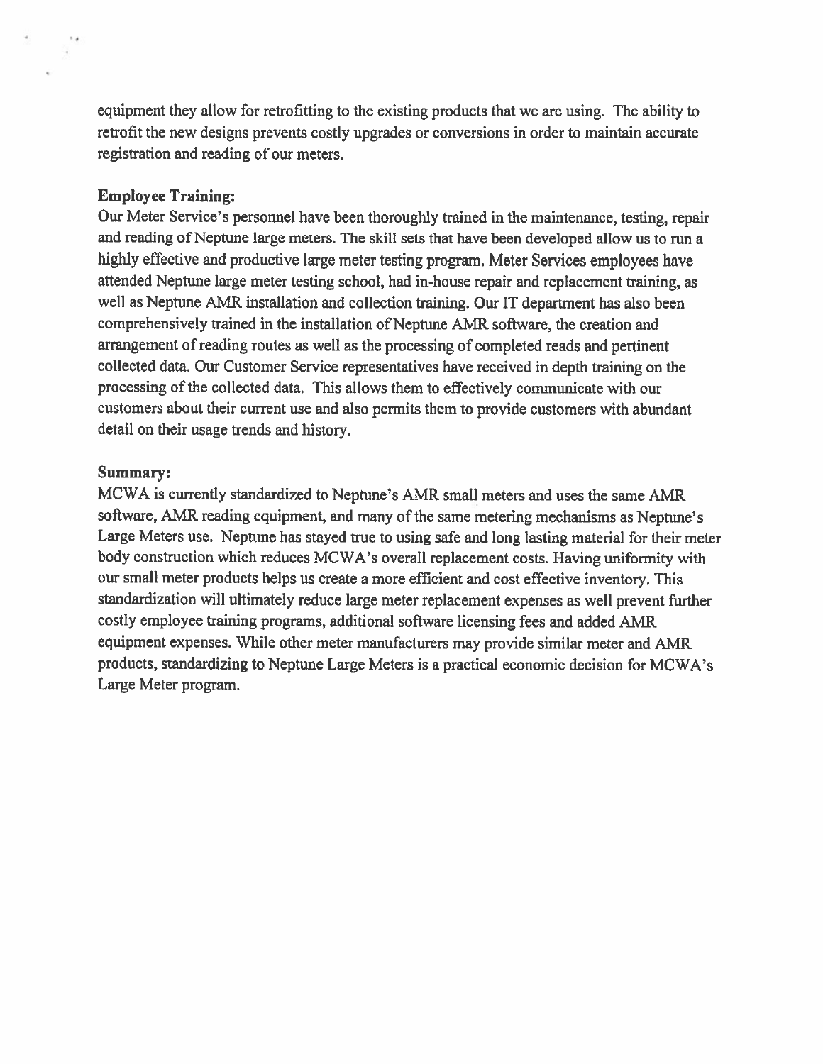equipment they allow for retrofitting to the existing products that we are using. The ability to retrofit the new designs prevents costly upgrades or conversions in order to maintain accurate registration and reading of our meters.

**Employee Training:**

Our Meter Service's personnel have been thoroughly trained in the maintenance, testing, repair and reading of Neptune large meters. The skill sets that have been developed allow us to run a highly effective and productive large meter testing program. Meter Services employees have attended Neptune large meter testing school, had in-house repair and replacement training, as well as Neptune AMR installation and collection training. Our IT department has also been comprehensively trained in the installation of Neptune AMR software, the creation and arrangement of reading routes as well as the processing of completed reads and pertinent collected data. Our Customer Service representatives have received in depth training on the processing of the collected data. This allows them to effectively communicate with our customers about their current use and also permits them to provide customers with abundant detail on their usage trends and history.

**Summary:**

MCWA is currently standardized to Neptune's AMR small meters and uses the same AMR software, AMR reading equipment, and many of the same metering mechanisms as Neptune's Large Meters use. Neptune has stayed true to using safe and long lasting material for their meter body construction which reduces MCWA's overall replacement costs. Having uniformity with our small meter products helps us create a more efficient and cost effective inventory. This standardization will ultimately reduce large meter replacement expenses as well prevent further costly employee training programs, additional software licensing fees and added AMR equipment expenses. While other meter manufacturers may provide similar meter and AMR products, standardizing to Neptune Large Meters is a practical economic decision for MCWA's Large Meter program.